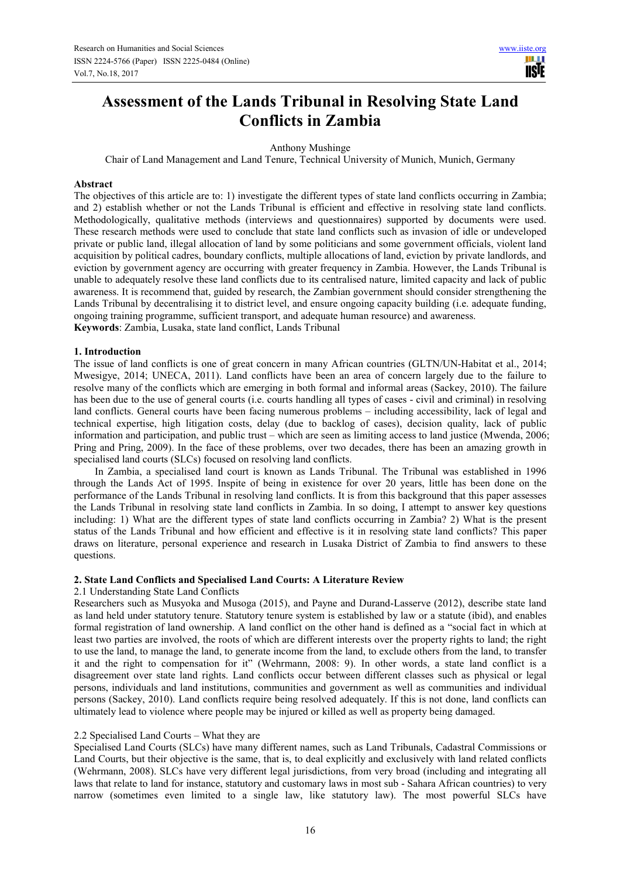# Assessment of the Lands Tribunal in Resolving State Land Conflicts in Zambia

Anthony Mushinge

Chair of Land Management and Land Tenure, Technical University of Munich, Munich, Germany

**Abstract**

The objectives of this article are to: 1) investigate the different types of state land conflicts occurring in Zambia; and 2) establish whether or not the Lands Tribunal is efficient and effective in resolving state land conflicts. Methodologically, qualitative methods (interviews and questionnaires) supported by documents were used. These research methods were used to conclude that state land conflicts such as invasion of idle or undeveloped private or public land, illegal allocation of land by some politicians and some government officials, violent land acquisition by political cadres, boundary conflicts, multiple allocations of land, eviction by private landlords, and eviction by government agency are occurring with greater frequency in Zambia. However, the Lands Tribunal is unable to adequately resolve these land conflicts due to its centralised nature, limited capacity and lack of public awareness. It is recommend that, guided by research, the Zambian government should consider strengthening the Lands Tribunal by decentralising it to district level, and ensure ongoing capacity building (i.e. adequate funding, ongoing training programme, sufficient transport, and adequate human resource) and awareness.

**Keywords**: Zambia, Lusaka, state land conflict, Lands Tribunal

## 1. Introduction

The issue of land conflicts is one of great concern in many African countries (GLTN/UN-Habitat et al., 2014; Mwesigye, 2014; UNECA, 2011). Land conflicts have been an area of concern largely due to the failure to resolve many of the conflicts which are emerging in both formal and informal areas (Sackey, 2010). The failure has been due to the use of general courts (i.e. courts handling all types of cases - civil and criminal) in resolving land conflicts. General courts have been facing numerous problems – including accessibility, lack of legal and technical expertise, high litigation costs, delay (due to backlog of cases), decision quality, lack of public information and participation, and public trust – which are seen as limiting access to land justice (Mwenda, 2006; Pring and Pring, 2009). In the face of these problems, over two decades, there has been an amazing growth in specialised land courts (SLCs) focused on resolving land conflicts.

In Zambia, a specialised land court is known as Lands Tribunal. The Tribunal was established in 1996 through the Lands Act of 1995. Inspite of being in existence for over 20 years, little has been done on the performance of the Lands Tribunal in resolving land conflicts. It is from this background that this paper assesses the Lands Tribunal in resolving state land conflicts in Zambia. In so doing, I attempt to answer key questions including: 1) What are the different types of state land conflicts occurring in Zambia? 2) What is the present status of the Lands Tribunal and how efficient and effective is it in resolving state land conflicts? This paper draws on literature, personal experience and research in Lusaka District of Zambia to find answers to these questions.

## 2. State Land Conflicts and Specialised Land Courts: A Literature Review

### 2.1 Understanding State Land Conflicts

Researchers such as Musyoka and Musoga (2015), and Payne and Durand-Lasserve (2012), describe state land as land held under statutory tenure. Statutory tenure system is established by law or a statute (ibid), and enables formal registration of land ownership. A land conflict on the other hand is defined as a "social fact in which at least two parties are involved, the roots of which are different interests over the property rights to land; the right to use the land, to manage the land, to generate income from the land, to exclude others from the land, to transfer it and the right to compensation for it" (Wehrmann, 2008: 9). In other words, a state land conflict is a disagreement over state land rights. Land conflicts occur between different classes such as physical or legal persons, individuals and land institutions, communities and government as well as communities and individual persons (Sackey, 2010). Land conflicts require being resolved adequately. If this is not done, land conflicts can ultimately lead to violence where people may be injured or killed as well as property being damaged.

### 2.2 Specialised Land Courts – What they are

Specialised Land Courts (SLCs) have many different names, such as Land Tribunals, Cadastral Commissions or Land Courts, but their objective is the same, that is, to deal explicitly and exclusively with land related conflicts (Wehrmann, 2008). SLCs have very different legal jurisdictions, from very broad (including and integrating all laws that relate to land for instance, statutory and customary laws in most sub - Sahara African countries) to very narrow (sometimes even limited to a single law, like statutory law). The most powerful SLCs have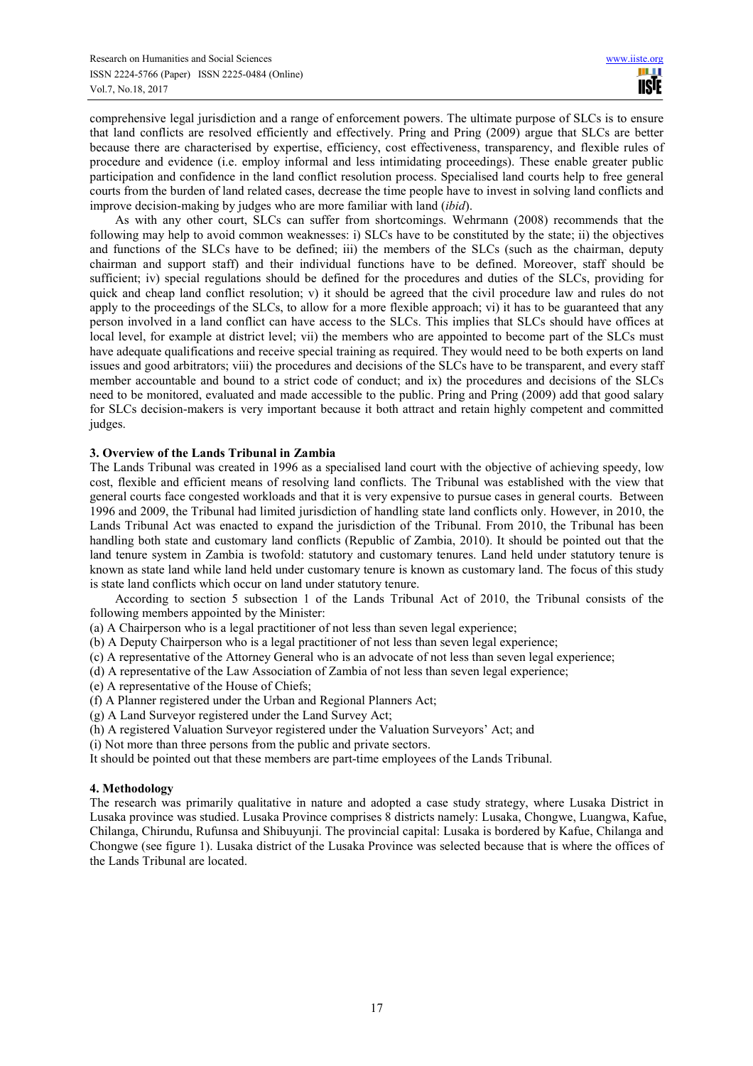comprehensive legal jurisdiction and a range of enforcement powers. The ultimate purpose of SLCs is to ensure that land conflicts are resolved efficiently and effectively. Pring and Pring (2009) argue that SLCs are better because there are characterised by expertise, efficiency, cost effectiveness, transparency, and flexible rules of procedure and evidence (i.e. employ informal and less intimidating proceedings). These enable greater public participation and confidence in the land conflict resolution process. Specialised land courts help to free general courts from the burden of land related cases, decrease the time people have to invest in solving land conflicts and improve decision-making by judges who are more familiar with land (*ibid*).

As with any other court, SLCs can suffer from shortcomings. Wehrmann (2008) recommends that the following may help to avoid common weaknesses: i) SLCs have to be constituted by the state; ii) the objectives and functions of the SLCs have to be defined; iii) the members of the SLCs (such as the chairman, deputy chairman and support staff) and their individual functions have to be defined. Moreover, staff should be sufficient; iv) special regulations should be defined for the procedures and duties of the SLCs, providing for quick and cheap land conflict resolution; v) it should be agreed that the civil procedure law and rules do not apply to the proceedings of the SLCs, to allow for a more flexible approach; vi) it has to be guaranteed that any person involved in a land conflict can have access to the SLCs. This implies that SLCs should have offices at local level, for example at district level; vii) the members who are appointed to become part of the SLCs must have adequate qualifications and receive special training as required. They would need to be both experts on land issues and good arbitrators; viii) the procedures and decisions of the SLCs have to be transparent, and every staff member accountable and bound to a strict code of conduct; and ix) the procedures and decisions of the SLCs need to be monitored, evaluated and made accessible to the public. Pring and Pring (2009) add that good salary for SLCs decision-makers is very important because it both attract and retain highly competent and committed judges.

### 3. Overview of the Lands Tribunal in Zambia

The Lands Tribunal was created in 1996 as a specialised land court with the objective of achieving speedy, low cost, flexible and efficient means of resolving land conflicts. The Tribunal was established with the view that general courts face congested workloads and that it is very expensive to pursue cases in general courts. Between 1996 and 2009, the Tribunal had limited jurisdiction of handling state land conflicts only. However, in 2010, the Lands Tribunal Act was enacted to expand the jurisdiction of the Tribunal. From 2010, the Tribunal has been handling both state and customary land conflicts (Republic of Zambia, 2010). It should be pointed out that the land tenure system in Zambia is twofold: statutory and customary tenures. Land held under statutory tenure is known as state land while land held under customary tenure is known as customary land. The focus of this study is state land conflicts which occur on land under statutory tenure.

According to section 5 subsection 1 of the Lands Tribunal Act of 2010, the Tribunal consists of the following members appointed by the Minister:

(a) A Chairperson who is a legal practitioner of not less than seven legal experience;
(b) A Deputy Chairperson who is a legal practitioner of not less than seven legal experience;
(c) A representative of the Attorney General who is an advocate of not less than seven legal experience;
(d) A representative of the Law Association of Zambia of not less than seven legal experience;
(e) A representative of the House of Chiefs;
(f) A Planner registered under the Urban and Regional Planners Act;
(g) A Land Surveyor registered under the Land Survey Act;
(h) A registered Valuation Surveyor registered under the Valuation Surveyors' Act; and
(i) Not more than three persons from the public and private sectors.

It should be pointed out that these members are part-time employees of the Lands Tribunal.

### 4. Methodology

The research was primarily qualitative in nature and adopted a case study strategy, where Lusaka District in Lusaka province was studied. Lusaka Province comprises 8 districts namely: Lusaka, Chongwe, Luangwa, Kafue, Chilanga, Chirundu, Rufunsa and Shibuyunji. The provincial capital: Lusaka is bordered by Kafue, Chilanga and Chongwe (see figure 1). Lusaka district of the Lusaka Province was selected because that is where the offices of the Lands Tribunal are located.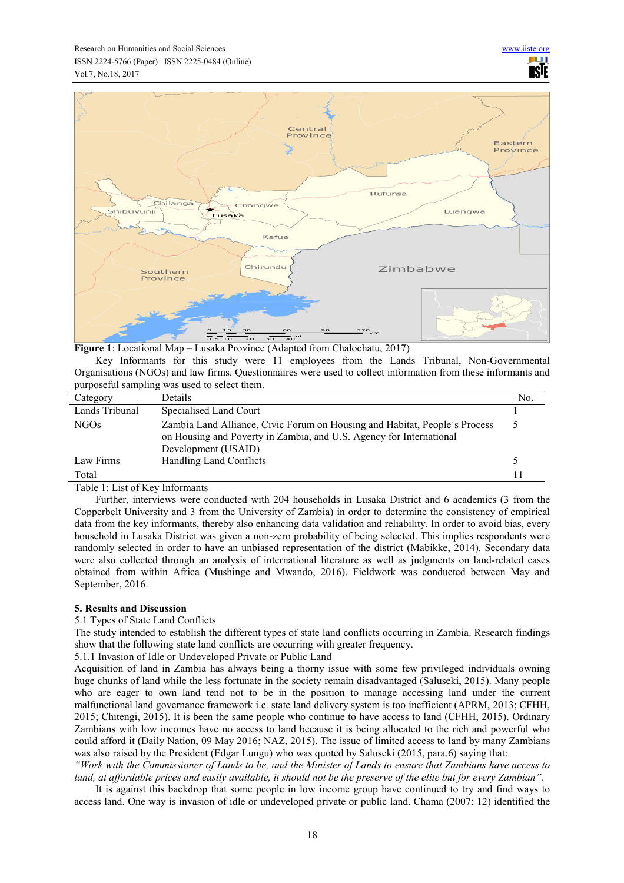**Figure 1**: Locational Map – Lusaka Province (Adapted from Chalochatu, 2017)

Key Informants for this study were 11 employees from the Lands Tribunal, Non-Governmental Organisations (NGOs) and law firms. Questionnaires were used to collect information from these informants and purposeful sampling was used to select them.

| Category | Details | No. |
|---|---|---|
| Lands Tribunal | Specialised Land Court | 1 |
| NGOs | Zambia Land Alliance, Civic Forum on Housing and Habitat, People´s Process on Housing and Poverty in Zambia, and U.S. Agency for International Development (USAID) | 5 |
| Law Firms | Handling Land Conflicts | 5 |
| Total | | 11 |

Table 1: List of Key Informants

Further, interviews were conducted with 204 households in Lusaka District and 6 academics (3 from the Copperbelt University and 3 from the University of Zambia) in order to determine the consistency of empirical data from the key informants, thereby also enhancing data validation and reliability. In order to avoid bias, every household in Lusaka District was given a non-zero probability of being selected. This implies respondents were randomly selected in order to have an unbiased representation of the district (Mabikke, 2014). Secondary data were also collected through an analysis of international literature as well as judgments on land-related cases obtained from within Africa (Mushinge and Mwando, 2016). Fieldwork was conducted between May and September, 2016.

## 5. Results and Discussion

### 5.1 Types of State Land Conflicts

The study intended to establish the different types of state land conflicts occurring in Zambia. Research findings show that the following state land conflicts are occurring with greater frequency.

#### 5.1.1 Invasion of Idle or Undeveloped Private or Public Land

Acquisition of land in Zambia has always being a thorny issue with some few privileged individuals owning huge chunks of land while the less fortunate in the society remain disadvantaged (Saluseki, 2015). Many people who are eager to own land tend not to be in the position to manage accessing land under the current malfunctional land governance framework i.e. state land delivery system is too inefficient (APRM, 2013; CFHH, 2015; Chitengi, 2015). It is been the same people who continue to have access to land (CFHH, 2015). Ordinary Zambians with low incomes have no access to land because it is being allocated to the rich and powerful who could afford it (Daily Nation, 09 May 2016; NAZ, 2015). The issue of limited access to land by many Zambians was also raised by the President (Edgar Lungu) who was quoted by Saluseki (2015, para.6) saying that:

*"Work with the Commissioner of Lands to be, and the Minister of Lands to ensure that Zambians have access to land, at affordable prices and easily available, it should not be the preserve of the elite but for every Zambian".*

It is against this backdrop that some people in low income group have continued to try and find ways to access land. One way is invasion of idle or undeveloped private or public land. Chama (2007: 12) identified the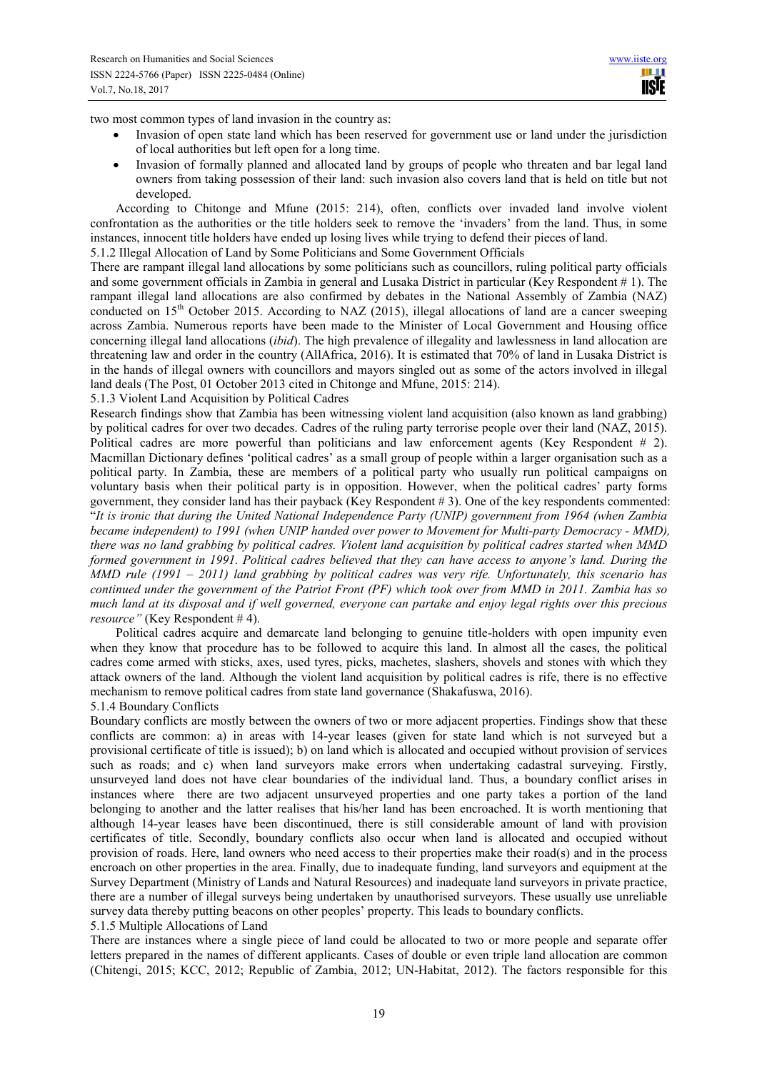two most common types of land invasion in the country as:

- Invasion of open state land which has been reserved for government use or land under the jurisdiction of local authorities but left open for a long time.
- Invasion of formally planned and allocated land by groups of people who threaten and bar legal land owners from taking possession of their land: such invasion also covers land that is held on title but not developed.

According to Chitonge and Mfune (2015: 214), often, conflicts over invaded land involve violent confrontation as the authorities or the title holders seek to remove the 'invaders' from the land. Thus, in some instances, innocent title holders have ended up losing lives while trying to defend their pieces of land.

#### 5.1.2 Illegal Allocation of Land by Some Politicians and Some Government Officials

There are rampant illegal land allocations by some politicians such as councillors, ruling political party officials and some government officials in Zambia in general and Lusaka District in particular (Key Respondent # 1). The rampant illegal land allocations are also confirmed by debates in the National Assembly of Zambia (NAZ) conducted on 15th October 2015. According to NAZ (2015), illegal allocations of land are a cancer sweeping across Zambia. Numerous reports have been made to the Minister of Local Government and Housing office concerning illegal land allocations (*ibid*). The high prevalence of illegality and lawlessness in land allocation are threatening law and order in the country (AllAfrica, 2016). It is estimated that 70% of land in Lusaka District is in the hands of illegal owners with councillors and mayors singled out as some of the actors involved in illegal land deals (The Post, 01 October 2013 cited in Chitonge and Mfune, 2015: 214).

#### 5.1.3 Violent Land Acquisition by Political Cadres

Research findings show that Zambia has been witnessing violent land acquisition (also known as land grabbing) by political cadres for over two decades. Cadres of the ruling party terrorise people over their land (NAZ, 2015). Political cadres are more powerful than politicians and law enforcement agents (Key Respondent # 2). Macmillan Dictionary defines 'political cadres' as a small group of people within a larger organisation such as a political party. In Zambia, these are members of a political party who usually run political campaigns on voluntary basis when their political party is in opposition. However, when the political cadres' party forms government, they consider land has their payback (Key Respondent # 3). One of the key respondents commented: "*It is ironic that during the United National Independence Party (UNIP) government from 1964 (when Zambia became independent) to 1991 (when UNIP handed over power to Movement for Multi-party Democracy - MMD), there was no land grabbing by political cadres. Violent land acquisition by political cadres started when MMD formed government in 1991. Political cadres believed that they can have access to anyone's land. During the MMD rule (1991 – 2011) land grabbing by political cadres was very rife. Unfortunately, this scenario has continued under the government of the Patriot Front (PF) which took over from MMD in 2011. Zambia has so much land at its disposal and if well governed, everyone can partake and enjoy legal rights over this precious resource"* (Key Respondent # 4).

Political cadres acquire and demarcate land belonging to genuine title-holders with open impunity even when they know that procedure has to be followed to acquire this land. In almost all the cases, the political cadres come armed with sticks, axes, used tyres, picks, machetes, slashers, shovels and stones with which they attack owners of the land. Although the violent land acquisition by political cadres is rife, there is no effective mechanism to remove political cadres from state land governance (Shakafuswa, 2016).

#### 5.1.4 Boundary Conflicts

Boundary conflicts are mostly between the owners of two or more adjacent properties. Findings show that these conflicts are common: a) in areas with 14-year leases (given for state land which is not surveyed but a provisional certificate of title is issued); b) on land which is allocated and occupied without provision of services such as roads; and c) when land surveyors make errors when undertaking cadastral surveying. Firstly, unsurveyed land does not have clear boundaries of the individual land. Thus, a boundary conflict arises in instances where there are two adjacent unsurveyed properties and one party takes a portion of the land belonging to another and the latter realises that his/her land has been encroached. It is worth mentioning that although 14-year leases have been discontinued, there is still considerable amount of land with provision certificates of title. Secondly, boundary conflicts also occur when land is allocated and occupied without provision of roads. Here, land owners who need access to their properties make their road(s) and in the process encroach on other properties in the area. Finally, due to inadequate funding, land surveyors and equipment at the Survey Department (Ministry of Lands and Natural Resources) and inadequate land surveyors in private practice, there are a number of illegal surveys being undertaken by unauthorised surveyors. These usually use unreliable survey data thereby putting beacons on other peoples' property. This leads to boundary conflicts.

#### 5.1.5 Multiple Allocations of Land

There are instances where a single piece of land could be allocated to two or more people and separate offer letters prepared in the names of different applicants. Cases of double or even triple land allocation are common (Chitengi, 2015; KCC, 2012; Republic of Zambia, 2012; UN-Habitat, 2012). The factors responsible for this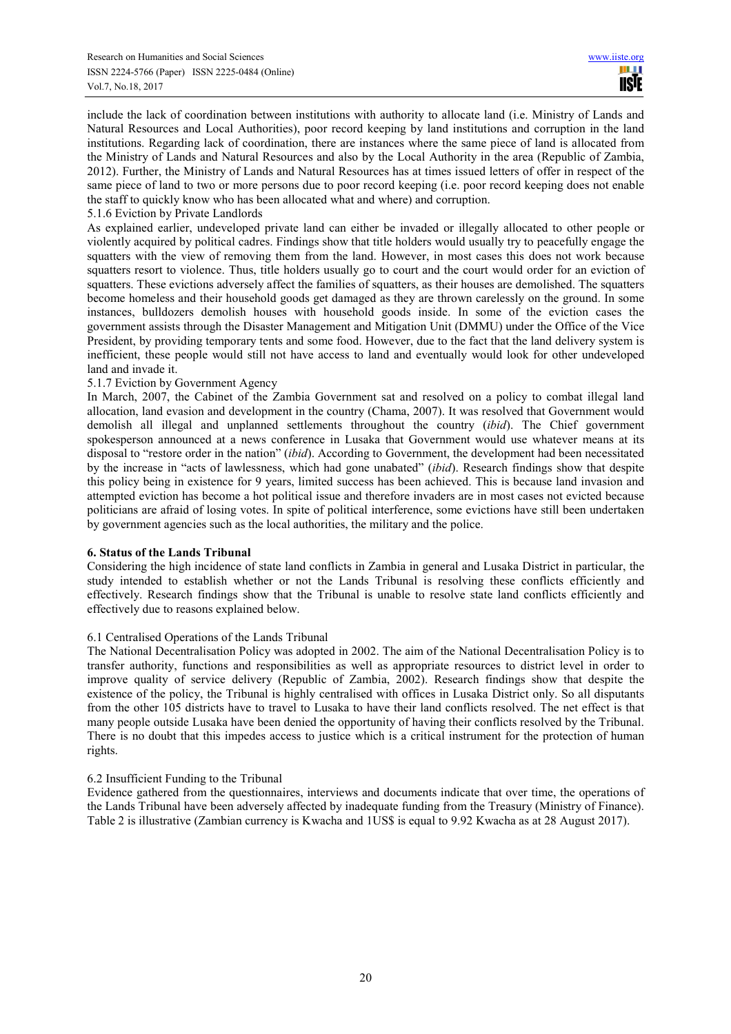include the lack of coordination between institutions with authority to allocate land (i.e. Ministry of Lands and Natural Resources and Local Authorities), poor record keeping by land institutions and corruption in the land institutions. Regarding lack of coordination, there are instances where the same piece of land is allocated from the Ministry of Lands and Natural Resources and also by the Local Authority in the area (Republic of Zambia, 2012). Further, the Ministry of Lands and Natural Resources has at times issued letters of offer in respect of the same piece of land to two or more persons due to poor record keeping (i.e. poor record keeping does not enable the staff to quickly know who has been allocated what and where) and corruption.

#### 5.1.6 Eviction by Private Landlords

As explained earlier, undeveloped private land can either be invaded or illegally allocated to other people or violently acquired by political cadres. Findings show that title holders would usually try to peacefully engage the squatters with the view of removing them from the land. However, in most cases this does not work because squatters resort to violence. Thus, title holders usually go to court and the court would order for an eviction of squatters. These evictions adversely affect the families of squatters, as their houses are demolished. The squatters become homeless and their household goods get damaged as they are thrown carelessly on the ground. In some instances, bulldozers demolish houses with household goods inside. In some of the eviction cases the government assists through the Disaster Management and Mitigation Unit (DMMU) under the Office of the Vice President, by providing temporary tents and some food. However, due to the fact that the land delivery system is inefficient, these people would still not have access to land and eventually would look for other undeveloped land and invade it.

#### 5.1.7 Eviction by Government Agency

In March, 2007, the Cabinet of the Zambia Government sat and resolved on a policy to combat illegal land allocation, land evasion and development in the country (Chama, 2007). It was resolved that Government would demolish all illegal and unplanned settlements throughout the country (*ibid*). The Chief government spokesperson announced at a news conference in Lusaka that Government would use whatever means at its disposal to "restore order in the nation" (*ibid*). According to Government, the development had been necessitated by the increase in "acts of lawlessness, which had gone unabated" (*ibid*). Research findings show that despite this policy being in existence for 9 years, limited success has been achieved. This is because land invasion and attempted eviction has become a hot political issue and therefore invaders are in most cases not evicted because politicians are afraid of losing votes. In spite of political interference, some evictions have still been undertaken by government agencies such as the local authorities, the military and the police.

## 6. Status of the Lands Tribunal

Considering the high incidence of state land conflicts in Zambia in general and Lusaka District in particular, the study intended to establish whether or not the Lands Tribunal is resolving these conflicts efficiently and effectively. Research findings show that the Tribunal is unable to resolve state land conflicts efficiently and effectively due to reasons explained below.

### 6.1 Centralised Operations of the Lands Tribunal

The National Decentralisation Policy was adopted in 2002. The aim of the National Decentralisation Policy is to transfer authority, functions and responsibilities as well as appropriate resources to district level in order to improve quality of service delivery (Republic of Zambia, 2002). Research findings show that despite the existence of the policy, the Tribunal is highly centralised with offices in Lusaka District only. So all disputants from the other 105 districts have to travel to Lusaka to have their land conflicts resolved. The net effect is that many people outside Lusaka have been denied the opportunity of having their conflicts resolved by the Tribunal. There is no doubt that this impedes access to justice which is a critical instrument for the protection of human rights.

### 6.2 Insufficient Funding to the Tribunal

Evidence gathered from the questionnaires, interviews and documents indicate that over time, the operations of the Lands Tribunal have been adversely affected by inadequate funding from the Treasury (Ministry of Finance). Table 2 is illustrative (Zambian currency is Kwacha and 1US$ is equal to 9.92 Kwacha as at 28 August 2017).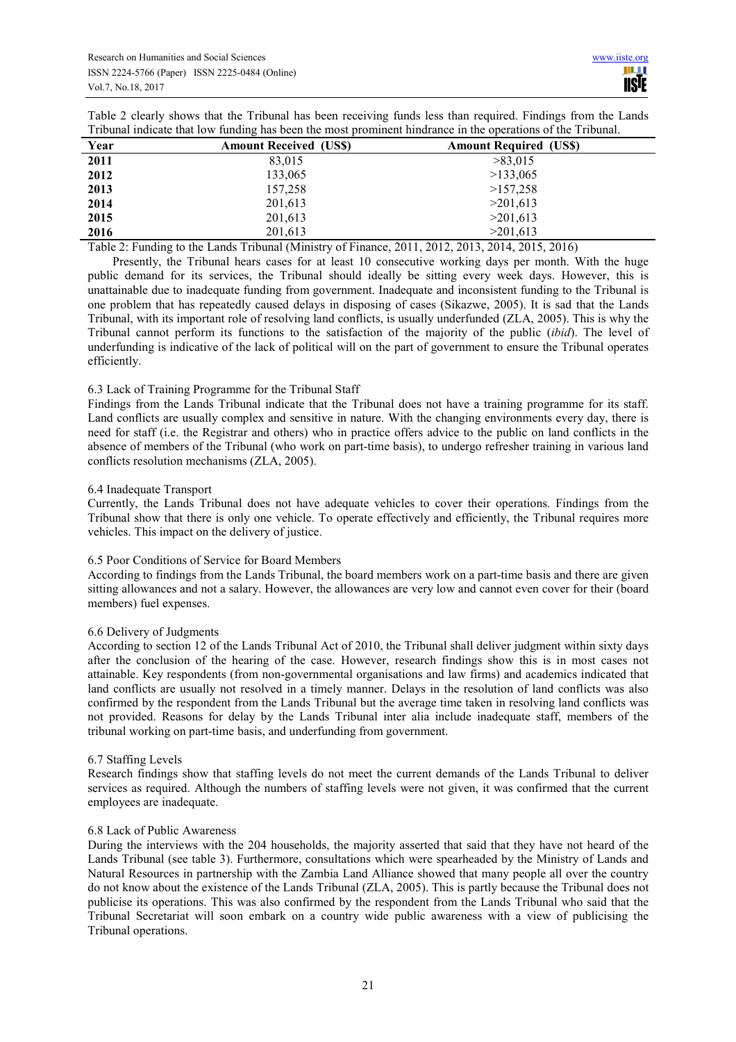Table 2 clearly shows that the Tribunal has been receiving funds less than required. Findings from the Lands Tribunal indicate that low funding has been the most prominent hindrance in the operations of the Tribunal.

| Year | Amount Received (US$) | Amount Required (US$) |
|---|---|---|
| **2011** | 83,015 | >83,015 |
| **2012** | 133,065 | >133,065 |
| **2013** | 157,258 | >157,258 |
| **2014** | 201,613 | >201,613 |
| **2015** | 201,613 | >201,613 |
| **2016** | 201,613 | >201,613 |

Table 2: Funding to the Lands Tribunal (Ministry of Finance, 2011, 2012, 2013, 2014, 2015, 2016)

Presently, the Tribunal hears cases for at least 10 consecutive working days per month. With the huge public demand for its services, the Tribunal should ideally be sitting every week days. However, this is unattainable due to inadequate funding from government. Inadequate and inconsistent funding to the Tribunal is one problem that has repeatedly caused delays in disposing of cases (Sikazwe, 2005). It is sad that the Lands Tribunal, with its important role of resolving land conflicts, is usually underfunded (ZLA, 2005). This is why the Tribunal cannot perform its functions to the satisfaction of the majority of the public (*ibid*). The level of underfunding is indicative of the lack of political will on the part of government to ensure the Tribunal operates efficiently.

### 6.3 Lack of Training Programme for the Tribunal Staff

Findings from the Lands Tribunal indicate that the Tribunal does not have a training programme for its staff. Land conflicts are usually complex and sensitive in nature. With the changing environments every day, there is need for staff (i.e. the Registrar and others) who in practice offers advice to the public on land conflicts in the absence of members of the Tribunal (who work on part-time basis), to undergo refresher training in various land conflicts resolution mechanisms (ZLA, 2005).

### 6.4 Inadequate Transport

Currently, the Lands Tribunal does not have adequate vehicles to cover their operations. Findings from the Tribunal show that there is only one vehicle. To operate effectively and efficiently, the Tribunal requires more vehicles. This impact on the delivery of justice.

### 6.5 Poor Conditions of Service for Board Members

According to findings from the Lands Tribunal, the board members work on a part-time basis and there are given sitting allowances and not a salary. However, the allowances are very low and cannot even cover for their (board members) fuel expenses.

### 6.6 Delivery of Judgments

According to section 12 of the Lands Tribunal Act of 2010, the Tribunal shall deliver judgment within sixty days after the conclusion of the hearing of the case. However, research findings show this is in most cases not attainable. Key respondents (from non-governmental organisations and law firms) and academics indicated that land conflicts are usually not resolved in a timely manner. Delays in the resolution of land conflicts was also confirmed by the respondent from the Lands Tribunal but the average time taken in resolving land conflicts was not provided. Reasons for delay by the Lands Tribunal inter alia include inadequate staff, members of the tribunal working on part-time basis, and underfunding from government.

### 6.7 Staffing Levels

Research findings show that staffing levels do not meet the current demands of the Lands Tribunal to deliver services as required. Although the numbers of staffing levels were not given, it was confirmed that the current employees are inadequate.

### 6.8 Lack of Public Awareness

During the interviews with the 204 households, the majority asserted that said that they have not heard of the Lands Tribunal (see table 3). Furthermore, consultations which were spearheaded by the Ministry of Lands and Natural Resources in partnership with the Zambia Land Alliance showed that many people all over the country do not know about the existence of the Lands Tribunal (ZLA, 2005). This is partly because the Tribunal does not publicise its operations. This was also confirmed by the respondent from the Lands Tribunal who said that the Tribunal Secretariat will soon embark on a country wide public awareness with a view of publicising the Tribunal operations.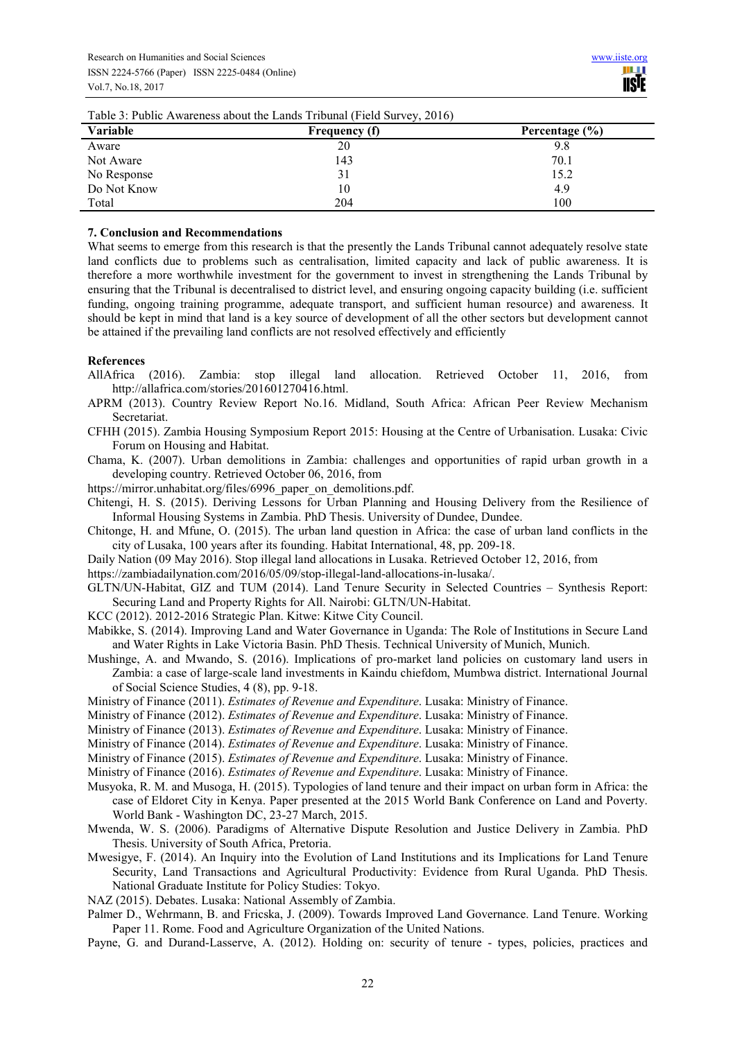Table 3: Public Awareness about the Lands Tribunal (Field Survey, 2016)

| Variable | Frequency (f) | Percentage (%) |
|---|---|---|
| Aware | 20 | 9.8 |
| Not Aware | 143 | 70.1 |
| No Response | 31 | 15.2 |
| Do Not Know | 10 | 4.9 |
| Total | 204 | 100 |

## 7. Conclusion and Recommendations

What seems to emerge from this research is that the presently the Lands Tribunal cannot adequately resolve state land conflicts due to problems such as centralisation, limited capacity and lack of public awareness. It is therefore a more worthwhile investment for the government to invest in strengthening the Lands Tribunal by ensuring that the Tribunal is decentralised to district level, and ensuring ongoing capacity building (i.e. sufficient funding, ongoing training programme, adequate transport, and sufficient human resource) and awareness. It should be kept in mind that land is a key source of development of all the other sectors but development cannot be attained if the prevailing land conflicts are not resolved effectively and efficiently

## References

AllAfrica (2016). Zambia: stop illegal land allocation. Retrieved October 11, 2016, from http://allafrica.com/stories/201601270416.html.

APRM (2013). Country Review Report No.16. Midland, South Africa: African Peer Review Mechanism Secretariat.

CFHH (2015). Zambia Housing Symposium Report 2015: Housing at the Centre of Urbanisation. Lusaka: Civic Forum on Housing and Habitat.

Chama, K. (2007). Urban demolitions in Zambia: challenges and opportunities of rapid urban growth in a developing country. Retrieved October 06, 2016, from https://mirror.unhabitat.org/files/6996_paper_on_demolitions.pdf.

Chitengi, H. S. (2015). Deriving Lessons for Urban Planning and Housing Delivery from the Resilience of Informal Housing Systems in Zambia. PhD Thesis. University of Dundee, Dundee.

Chitonge, H. and Mfune, O. (2015). The urban land question in Africa: the case of urban land conflicts in the city of Lusaka, 100 years after its founding. Habitat International, 48, pp. 209-18.

Daily Nation (09 May 2016). Stop illegal land allocations in Lusaka. Retrieved October 12, 2016, from https://zambiadailynation.com/2016/05/09/stop-illegal-land-allocations-in-lusaka/.

GLTN/UN-Habitat, GIZ and TUM (2014). Land Tenure Security in Selected Countries – Synthesis Report: Securing Land and Property Rights for All. Nairobi: GLTN/UN-Habitat.

KCC (2012). 2012-2016 Strategic Plan. Kitwe: Kitwe City Council.

Mabikke, S. (2014). Improving Land and Water Governance in Uganda: The Role of Institutions in Secure Land and Water Rights in Lake Victoria Basin. PhD Thesis. Technical University of Munich, Munich.

Mushinge, A. and Mwando, S. (2016). Implications of pro-market land policies on customary land users in Zambia: a case of large-scale land investments in Kaindu chiefdom, Mumbwa district. International Journal of Social Science Studies, 4 (8), pp. 9-18.

Ministry of Finance (2011). *Estimates of Revenue and Expenditure*. Lusaka: Ministry of Finance.

Ministry of Finance (2012). *Estimates of Revenue and Expenditure*. Lusaka: Ministry of Finance.

Ministry of Finance (2013). *Estimates of Revenue and Expenditure*. Lusaka: Ministry of Finance.

Ministry of Finance (2014). *Estimates of Revenue and Expenditure*. Lusaka: Ministry of Finance.

Ministry of Finance (2015). *Estimates of Revenue and Expenditure*. Lusaka: Ministry of Finance.

Ministry of Finance (2016). *Estimates of Revenue and Expenditure*. Lusaka: Ministry of Finance.

Musyoka, R. M. and Musoga, H. (2015). Typologies of land tenure and their impact on urban form in Africa: the case of Eldoret City in Kenya. Paper presented at the 2015 World Bank Conference on Land and Poverty. World Bank - Washington DC, 23-27 March, 2015.

Mwenda, W. S. (2006). Paradigms of Alternative Dispute Resolution and Justice Delivery in Zambia. PhD Thesis. University of South Africa, Pretoria.

Mwesigye, F. (2014). An Inquiry into the Evolution of Land Institutions and its Implications for Land Tenure Security, Land Transactions and Agricultural Productivity: Evidence from Rural Uganda. PhD Thesis. National Graduate Institute for Policy Studies: Tokyo.

NAZ (2015). Debates. Lusaka: National Assembly of Zambia.

Palmer D., Wehrmann, B. and Fricska, J. (2009). Towards Improved Land Governance. Land Tenure. Working Paper 11. Rome. Food and Agriculture Organization of the United Nations.

Payne, G. and Durand-Lasserve, A. (2012). Holding on: security of tenure - types, policies, practices and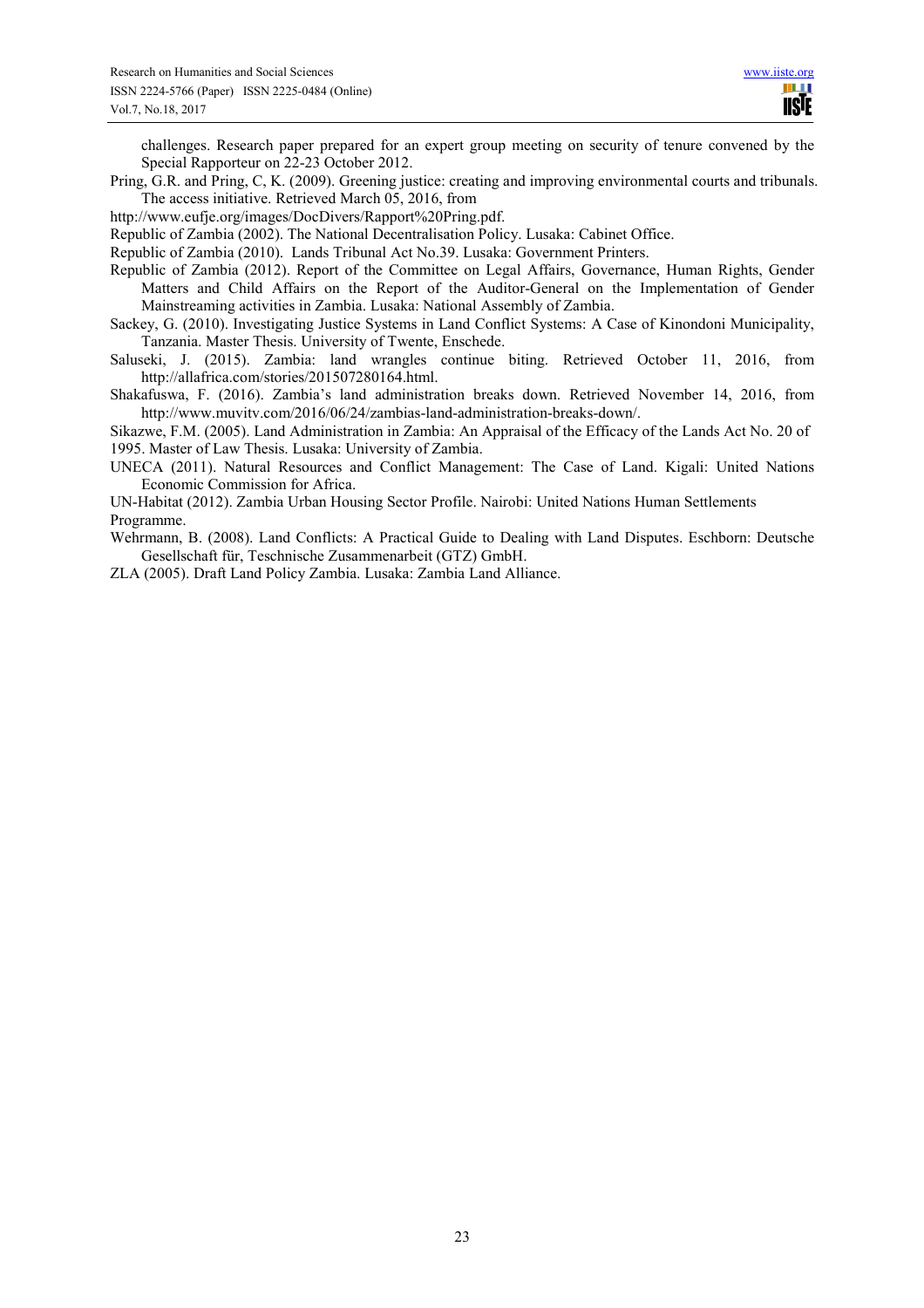challenges. Research paper prepared for an expert group meeting on security of tenure convened by the Special Rapporteur on 22-23 October 2012.

Pring, G.R. and Pring, C, K. (2009). Greening justice: creating and improving environmental courts and tribunals. The access initiative. Retrieved March 05, 2016, from

http://www.eufje.org/images/DocDivers/Rapport%20Pring.pdf.

Republic of Zambia (2002). The National Decentralisation Policy. Lusaka: Cabinet Office.

Republic of Zambia (2010). Lands Tribunal Act No.39. Lusaka: Government Printers.

Republic of Zambia (2012). Report of the Committee on Legal Affairs, Governance, Human Rights, Gender Matters and Child Affairs on the Report of the Auditor-General on the Implementation of Gender Mainstreaming activities in Zambia. Lusaka: National Assembly of Zambia.

Sackey, G. (2010). Investigating Justice Systems in Land Conflict Systems: A Case of Kinondoni Municipality, Tanzania. Master Thesis. University of Twente, Enschede.

Saluseki, J. (2015). Zambia: land wrangles continue biting. Retrieved October 11, 2016, from http://allafrica.com/stories/201507280164.html.

Shakafuswa, F. (2016). Zambia's land administration breaks down. Retrieved November 14, 2016, from http://www.muvitv.com/2016/06/24/zambias-land-administration-breaks-down/.

Sikazwe, F.M. (2005). Land Administration in Zambia: An Appraisal of the Efficacy of the Lands Act No. 20 of 1995. Master of Law Thesis. Lusaka: University of Zambia.

UNECA (2011). Natural Resources and Conflict Management: The Case of Land. Kigali: United Nations Economic Commission for Africa.

UN-Habitat (2012). Zambia Urban Housing Sector Profile. Nairobi: United Nations Human Settlements Programme.

Wehrmann, B. (2008). Land Conflicts: A Practical Guide to Dealing with Land Disputes. Eschborn: Deutsche Gesellschaft für, Teschnische Zusammenarbeit (GTZ) GmbH.

ZLA (2005). Draft Land Policy Zambia. Lusaka: Zambia Land Alliance.